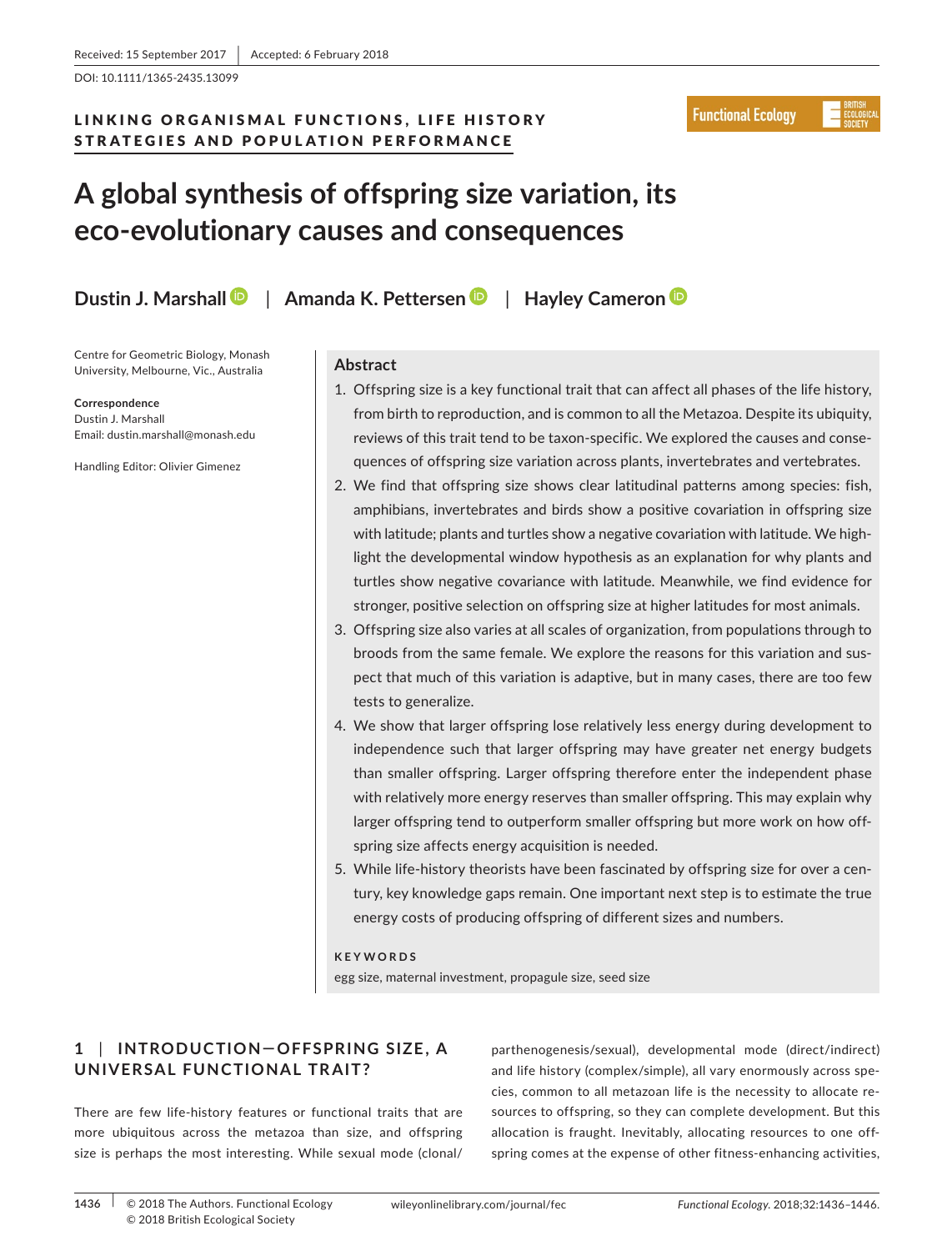Received: 15 September 2017 | Accepted: 6 February 2018

DOI: 10.1111/1365-2435.13099

LINKING ORGANISMAL FUNCTIONS, LIFE HISTORY STRATEGIES AND POPULATION PERFORMANCE

# A global synthesis of offspring size variation, its eco-evolutionary causes and consequences

**Dustin J. Marshall** | **Amanda K. Pettersen** | **Hayley Cameron**

Centre for Geometric Biology, Monash University, Melbourne, Vic., Australia

**Correspondence**
Dustin J. Marshall
Email: dustin.marshall@monash.edu

Handling Editor: Olivier Gimenez

## Abstract

1. Offspring size is a key functional trait that can affect all phases of the life history, from birth to reproduction, and is common to all the Metazoa. Despite its ubiquity, reviews of this trait tend to be taxon-specific. We explored the causes and consequences of offspring size variation across plants, invertebrates and vertebrates.
2. We find that offspring size shows clear latitudinal patterns among species: fish, amphibians, invertebrates and birds show a positive covariation in offspring size with latitude; plants and turtles show a negative covariation with latitude. We highlight the developmental window hypothesis as an explanation for why plants and turtles show negative covariance with latitude. Meanwhile, we find evidence for stronger, positive selection on offspring size at higher latitudes for most animals.
3. Offspring size also varies at all scales of organization, from populations through to broods from the same female. We explore the reasons for this variation and suspect that much of this variation is adaptive, but in many cases, there are too few tests to generalize.
4. We show that larger offspring lose relatively less energy during development to independence such that larger offspring may have greater net energy budgets than smaller offspring. Larger offspring therefore enter the independent phase with relatively more energy reserves than smaller offspring. This may explain why larger offspring tend to outperform smaller offspring but more work on how offspring size affects energy acquisition is needed.
5. While life-history theorists have been fascinated by offspring size for over a century, key knowledge gaps remain. One important next step is to estimate the true energy costs of producing offspring of different sizes and numbers.

**KEYWORDS**

egg size, maternal investment, propagule size, seed size

## 1 | INTRODUCTION—OFFSPRING SIZE, A UNIVERSAL FUNCTIONAL TRAIT?

There are few life-history features or functional traits that are more ubiquitous across the metazoa than size, and offspring size is perhaps the most interesting. While sexual mode (clonal/parthenogenesis/sexual), developmental mode (direct/indirect) and life history (complex/simple), all vary enormously across species, common to all metazoan life is the necessity to allocate resources to offspring, so they can complete development. But this allocation is fraught. Inevitably, allocating resources to one offspring comes at the expense of other fitness-enhancing activities,

© 2018 The Authors. Functional Ecology © 2018 British Ecological Society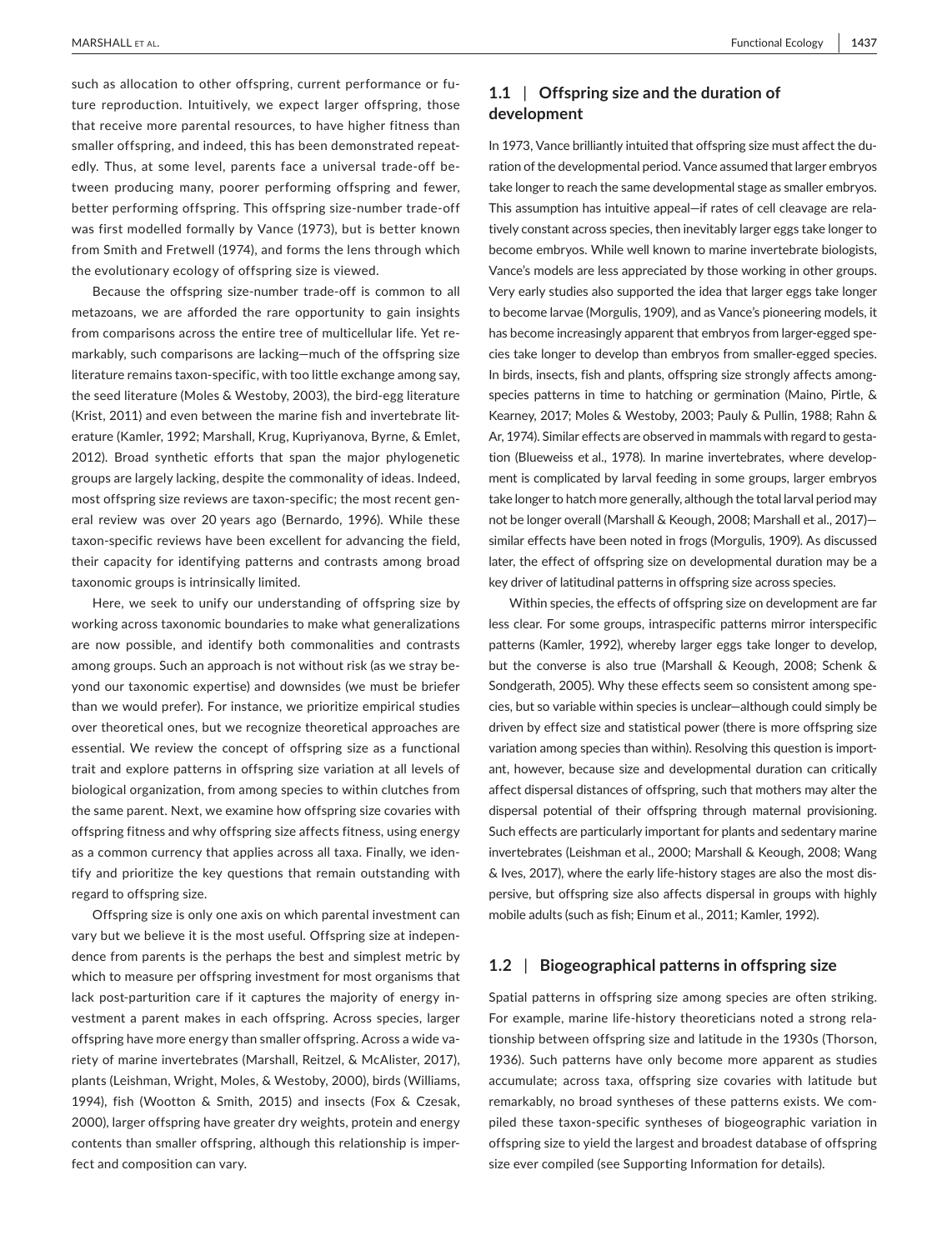such as allocation to other offspring, current performance or future reproduction. Intuitively, we expect larger offspring, those that receive more parental resources, to have higher fitness than smaller offspring, and indeed, this has been demonstrated repeatedly. Thus, at some level, parents face a universal trade-off between producing many, poorer performing offspring and fewer, better performing offspring. This offspring size-number trade-off was first modelled formally by Vance (1973), but is better known from Smith and Fretwell (1974), and forms the lens through which the evolutionary ecology of offspring size is viewed.

Because the offspring size-number trade-off is common to all metazoans, we are afforded the rare opportunity to gain insights from comparisons across the entire tree of multicellular life. Yet remarkably, such comparisons are lacking—much of the offspring size literature remains taxon-specific, with too little exchange among say, the seed literature (Moles & Westoby, 2003), the bird-egg literature (Krist, 2011) and even between the marine fish and invertebrate literature (Kamler, 1992; Marshall, Krug, Kupriyanova, Byrne, & Emlet, 2012). Broad synthetic efforts that span the major phylogenetic groups are largely lacking, despite the commonality of ideas. Indeed, most offspring size reviews are taxon-specific; the most recent general review was over 20 years ago (Bernardo, 1996). While these taxon-specific reviews have been excellent for advancing the field, their capacity for identifying patterns and contrasts among broad taxonomic groups is intrinsically limited.

Here, we seek to unify our understanding of offspring size by working across taxonomic boundaries to make what generalizations are now possible, and identify both commonalities and contrasts among groups. Such an approach is not without risk (as we stray beyond our taxonomic expertise) and downsides (we must be briefer than we would prefer). For instance, we prioritize empirical studies over theoretical ones, but we recognize theoretical approaches are essential. We review the concept of offspring size as a functional trait and explore patterns in offspring size variation at all levels of biological organization, from among species to within clutches from the same parent. Next, we examine how offspring size covaries with offspring fitness and why offspring size affects fitness, using energy as a common currency that applies across all taxa. Finally, we identify and prioritize the key questions that remain outstanding with regard to offspring size.

Offspring size is only one axis on which parental investment can vary but we believe it is the most useful. Offspring size at independence from parents is the perhaps the best and simplest metric by which to measure per offspring investment for most organisms that lack post-parturition care if it captures the majority of energy investment a parent makes in each offspring. Across species, larger offspring have more energy than smaller offspring. Across a wide variety of marine invertebrates (Marshall, Reitzel, & McAlister, 2017), plants (Leishman, Wright, Moles, & Westoby, 2000), birds (Williams, 1994), fish (Wootton & Smith, 2015) and insects (Fox & Czesak, 2000), larger offspring have greater dry weights, protein and energy contents than smaller offspring, although this relationship is imperfect and composition can vary.

## 1.1 | Offspring size and the duration of development

In 1973, Vance brilliantly intuited that offspring size must affect the duration of the developmental period. Vance assumed that larger embryos take longer to reach the same developmental stage as smaller embryos. This assumption has intuitive appeal—if rates of cell cleavage are relatively constant across species, then inevitably larger eggs take longer to become embryos. While well known to marine invertebrate biologists, Vance's models are less appreciated by those working in other groups. Very early studies also supported the idea that larger eggs take longer to become larvae (Morgulis, 1909), and as Vance's pioneering models, it has become increasingly apparent that embryos from larger-egged species take longer to develop than embryos from smaller-egged species. In birds, insects, fish and plants, offspring size strongly affects among-species patterns in time to hatching or germination (Maino, Pirtle, & Kearney, 2017; Moles & Westoby, 2003; Pauly & Pullin, 1988; Rahn & Ar, 1974). Similar effects are observed in mammals with regard to gestation (Blueweiss et al., 1978). In marine invertebrates, where development is complicated by larval feeding in some groups, larger embryos take longer to hatch more generally, although the total larval period may not be longer overall (Marshall & Keough, 2008; Marshall et al., 2017)—similar effects have been noted in frogs (Morgulis, 1909). As discussed later, the effect of offspring size on developmental duration may be a key driver of latitudinal patterns in offspring size across species.

Within species, the effects of offspring size on development are far less clear. For some groups, intraspecific patterns mirror interspecific patterns (Kamler, 1992), whereby larger eggs take longer to develop, but the converse is also true (Marshall & Keough, 2008; Schenk & Sondgerath, 2005). Why these effects seem so consistent among species, but so variable within species is unclear—although could simply be driven by effect size and statistical power (there is more offspring size variation among species than within). Resolving this question is important, however, because size and developmental duration can critically affect dispersal distances of offspring, such that mothers may alter the dispersal potential of their offspring through maternal provisioning. Such effects are particularly important for plants and sedentary marine invertebrates (Leishman et al., 2000; Marshall & Keough, 2008; Wang & Ives, 2017), where the early life-history stages are also the most dispersive, but offspring size also affects dispersal in groups with highly mobile adults (such as fish; Einum et al., 2011; Kamler, 1992).

## 1.2 | Biogeographical patterns in offspring size

Spatial patterns in offspring size among species are often striking. For example, marine life-history theoreticians noted a strong relationship between offspring size and latitude in the 1930s (Thorson, 1936). Such patterns have only become more apparent as studies accumulate; across taxa, offspring size covaries with latitude but remarkably, no broad syntheses of these patterns exists. We compiled these taxon-specific syntheses of biogeographic variation in offspring size to yield the largest and broadest database of offspring size ever compiled (see Supporting Information for details).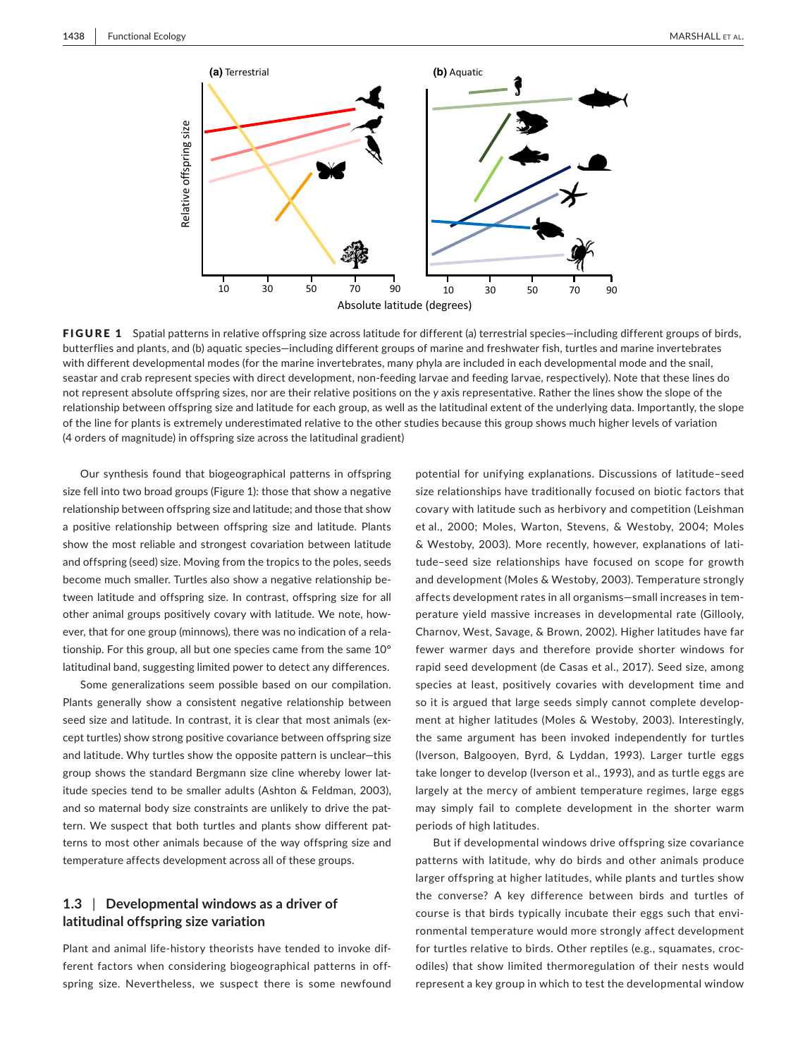**FIGURE 1** Spatial patterns in relative offspring size across latitude for different (a) terrestrial species—including different groups of birds, butterflies and plants, and (b) aquatic species—including different groups of marine and freshwater fish, turtles and marine invertebrates with different developmental modes (for the marine invertebrates, many phyla are included in each developmental mode and the snail, seastar and crab represent species with direct development, non-feeding larvae and feeding larvae, respectively). Note that these lines do not represent absolute offspring sizes, nor are their relative positions on the y axis representative. Rather the lines show the slope of the relationship between offspring size and latitude for each group, as well as the latitudinal extent of the underlying data. Importantly, the slope of the line for plants is extremely underestimated relative to the other studies because this group shows much higher levels of variation (4 orders of magnitude) in offspring size across the latitudinal gradient)

Our synthesis found that biogeographical patterns in offspring size fell into two broad groups (Figure 1): those that show a negative relationship between offspring size and latitude; and those that show a positive relationship between offspring size and latitude. Plants show the most reliable and strongest covariation between latitude and offspring (seed) size. Moving from the tropics to the poles, seeds become much smaller. Turtles also show a negative relationship between latitude and offspring size. In contrast, offspring size for all other animal groups positively covary with latitude. We note, however, that for one group (minnows), there was no indication of a relationship. For this group, all but one species came from the same 10° latitudinal band, suggesting limited power to detect any differences.

Some generalizations seem possible based on our compilation. Plants generally show a consistent negative relationship between seed size and latitude. In contrast, it is clear that most animals (except turtles) show strong positive covariance between offspring size and latitude. Why turtles show the opposite pattern is unclear—this group shows the standard Bergmann size cline whereby lower latitude species tend to be smaller adults (Ashton & Feldman, 2003), and so maternal body size constraints are unlikely to drive the pattern. We suspect that both turtles and plants show different patterns to most other animals because of the way offspring size and temperature affects development across all of these groups.

## 1.3 | Developmental windows as a driver of latitudinal offspring size variation

Plant and animal life-history theorists have tended to invoke different factors when considering biogeographical patterns in offspring size. Nevertheless, we suspect there is some newfound potential for unifying explanations. Discussions of latitude–seed size relationships have traditionally focused on biotic factors that covary with latitude such as herbivory and competition (Leishman et al., 2000; Moles, Warton, Stevens, & Westoby, 2004; Moles & Westoby, 2003). More recently, however, explanations of latitude–seed size relationships have focused on scope for growth and development (Moles & Westoby, 2003). Temperature strongly affects development rates in all organisms—small increases in temperature yield massive increases in developmental rate (Gillooly, Charnov, West, Savage, & Brown, 2002). Higher latitudes have far fewer warmer days and therefore provide shorter windows for rapid seed development (de Casas et al., 2017). Seed size, among species at least, positively covaries with development time and so it is argued that large seeds simply cannot complete development at higher latitudes (Moles & Westoby, 2003). Interestingly, the same argument has been invoked independently for turtles (Iverson, Balgooyen, Byrd, & Lyddan, 1993). Larger turtle eggs take longer to develop (Iverson et al., 1993), and as turtle eggs are largely at the mercy of ambient temperature regimes, large eggs may simply fail to complete development in the shorter warm periods of high latitudes.

But if developmental windows drive offspring size covariance patterns with latitude, why do birds and other animals produce larger offspring at higher latitudes, while plants and turtles show the converse? A key difference between birds and turtles of course is that birds typically incubate their eggs such that environmental temperature would more strongly affect development for turtles relative to birds. Other reptiles (e.g., squamates, crocodiles) that show limited thermoregulation of their nests would represent a key group in which to test the developmental window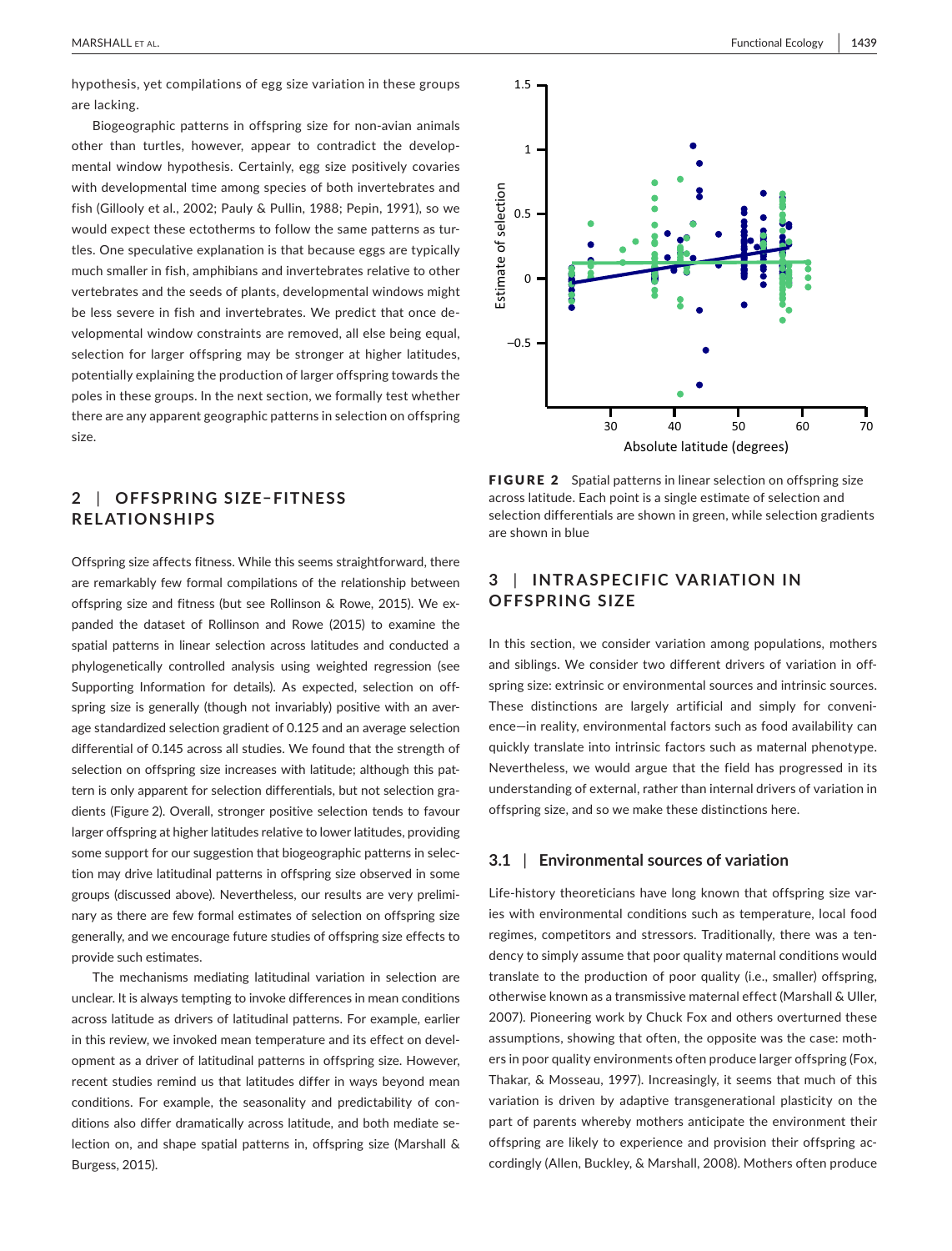hypothesis, yet compilations of egg size variation in these groups are lacking.

Biogeographic patterns in offspring size for non-avian animals other than turtles, however, appear to contradict the developmental window hypothesis. Certainly, egg size positively covaries with developmental time among species of both invertebrates and fish (Gillooly et al., 2002; Pauly & Pullin, 1988; Pepin, 1991), so we would expect these ectotherms to follow the same patterns as turtles. One speculative explanation is that because eggs are typically much smaller in fish, amphibians and invertebrates relative to other vertebrates and the seeds of plants, developmental windows might be less severe in fish and invertebrates. We predict that once developmental window constraints are removed, all else being equal, selection for larger offspring may be stronger at higher latitudes, potentially explaining the production of larger offspring towards the poles in these groups. In the next section, we formally test whether there are any apparent geographic patterns in selection on offspring size.

## 2 | OFFSPRING SIZE–FITNESS RELATIONSHIPS

Offspring size affects fitness. While this seems straightforward, there are remarkably few formal compilations of the relationship between offspring size and fitness (but see Rollinson & Rowe, 2015). We expanded the dataset of Rollinson and Rowe (2015) to examine the spatial patterns in linear selection across latitudes and conducted a phylogenetically controlled analysis using weighted regression (see Supporting Information for details). As expected, selection on offspring size is generally (though not invariably) positive with an average standardized selection gradient of 0.125 and an average selection differential of 0.145 across all studies. We found that the strength of selection on offspring size increases with latitude; although this pattern is only apparent for selection differentials, but not selection gradients (Figure 2). Overall, stronger positive selection tends to favour larger offspring at higher latitudes relative to lower latitudes, providing some support for our suggestion that biogeographic patterns in selection may drive latitudinal patterns in offspring size observed in some groups (discussed above). Nevertheless, our results are very preliminary as there are few formal estimates of selection on offspring size generally, and we encourage future studies of offspring size effects to provide such estimates.

The mechanisms mediating latitudinal variation in selection are unclear. It is always tempting to invoke differences in mean conditions across latitude as drivers of latitudinal patterns. For example, earlier in this review, we invoked mean temperature and its effect on development as a driver of latitudinal patterns in offspring size. However, recent studies remind us that latitudes differ in ways beyond mean conditions. For example, the seasonality and predictability of conditions also differ dramatically across latitude, and both mediate selection on, and shape spatial patterns in, offspring size (Marshall & Burgess, 2015).

**FIGURE 2** Spatial patterns in linear selection on offspring size across latitude. Each point is a single estimate of selection and selection differentials are shown in green, while selection gradients are shown in blue

## 3 | INTRASPECIFIC VARIATION IN OFFSPRING SIZE

In this section, we consider variation among populations, mothers and siblings. We consider two different drivers of variation in offspring size: extrinsic or environmental sources and intrinsic sources. These distinctions are largely artificial and simply for convenience—in reality, environmental factors such as food availability can quickly translate into intrinsic factors such as maternal phenotype. Nevertheless, we would argue that the field has progressed in its understanding of external, rather than internal drivers of variation in offspring size, and so we make these distinctions here.

### 3.1 | Environmental sources of variation

Life-history theoreticians have long known that offspring size varies with environmental conditions such as temperature, local food regimes, competitors and stressors. Traditionally, there was a tendency to simply assume that poor quality maternal conditions would translate to the production of poor quality (i.e., smaller) offspring, otherwise known as a transmissive maternal effect (Marshall & Uller, 2007). Pioneering work by Chuck Fox and others overturned these assumptions, showing that often, the opposite was the case: mothers in poor quality environments often produce larger offspring (Fox, Thakar, & Mosseau, 1997). Increasingly, it seems that much of this variation is driven by adaptive transgenerational plasticity on the part of parents whereby mothers anticipate the environment their offspring are likely to experience and provision their offspring accordingly (Allen, Buckley, & Marshall, 2008). Mothers often produce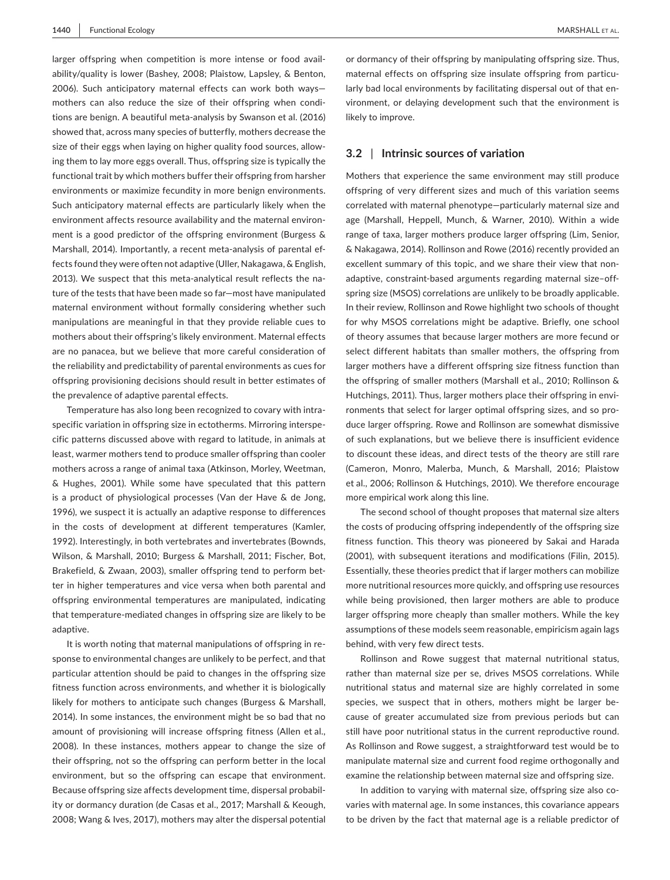larger offspring when competition is more intense or food availability/quality is lower (Bashey, 2008; Plaistow, Lapsley, & Benton, 2006). Such anticipatory maternal effects can work both ways—mothers can also reduce the size of their offspring when conditions are benign. A beautiful meta-analysis by Swanson et al. (2016) showed that, across many species of butterfly, mothers decrease the size of their eggs when laying on higher quality food sources, allowing them to lay more eggs overall. Thus, offspring size is typically the functional trait by which mothers buffer their offspring from harsher environments or maximize fecundity in more benign environments. Such anticipatory maternal effects are particularly likely when the environment affects resource availability and the maternal environment is a good predictor of the offspring environment (Burgess & Marshall, 2014). Importantly, a recent meta-analysis of parental effects found they were often not adaptive (Uller, Nakagawa, & English, 2013). We suspect that this meta-analytical result reflects the nature of the tests that have been made so far—most have manipulated maternal environment without formally considering whether such manipulations are meaningful in that they provide reliable cues to mothers about their offspring's likely environment. Maternal effects are no panacea, but we believe that more careful consideration of the reliability and predictability of parental environments as cues for offspring provisioning decisions should result in better estimates of the prevalence of adaptive parental effects.

Temperature has also long been recognized to covary with intraspecific variation in offspring size in ectotherms. Mirroring interspecific patterns discussed above with regard to latitude, in animals at least, warmer mothers tend to produce smaller offspring than cooler mothers across a range of animal taxa (Atkinson, Morley, Weetman, & Hughes, 2001). While some have speculated that this pattern is a product of physiological processes (Van der Have & de Jong, 1996), we suspect it is actually an adaptive response to differences in the costs of development at different temperatures (Kamler, 1992). Interestingly, in both vertebrates and invertebrates (Bownds, Wilson, & Marshall, 2010; Burgess & Marshall, 2011; Fischer, Bot, Brakefield, & Zwaan, 2003), smaller offspring tend to perform better in higher temperatures and vice versa when both parental and offspring environmental temperatures are manipulated, indicating that temperature-mediated changes in offspring size are likely to be adaptive.

It is worth noting that maternal manipulations of offspring in response to environmental changes are unlikely to be perfect, and that particular attention should be paid to changes in the offspring size fitness function across environments, and whether it is biologically likely for mothers to anticipate such changes (Burgess & Marshall, 2014). In some instances, the environment might be so bad that no amount of provisioning will increase offspring fitness (Allen et al., 2008). In these instances, mothers appear to change the size of their offspring, not so the offspring can perform better in the local environment, but so the offspring can escape that environment. Because offspring size affects development time, dispersal probability or dormancy duration (de Casas et al., 2017; Marshall & Keough, 2008; Wang & Ives, 2017), mothers may alter the dispersal potential or dormancy of their offspring by manipulating offspring size. Thus, maternal effects on offspring size insulate offspring from particularly bad local environments by facilitating dispersal out of that environment, or delaying development such that the environment is likely to improve.

### 3.2 | Intrinsic sources of variation

Mothers that experience the same environment may still produce offspring of very different sizes and much of this variation seems correlated with maternal phenotype—particularly maternal size and age (Marshall, Heppell, Munch, & Warner, 2010). Within a wide range of taxa, larger mothers produce larger offspring (Lim, Senior, & Nakagawa, 2014). Rollinson and Rowe (2016) recently provided an excellent summary of this topic, and we share their view that non-adaptive, constraint-based arguments regarding maternal size–offspring size (MSOS) correlations are unlikely to be broadly applicable. In their review, Rollinson and Rowe highlight two schools of thought for why MSOS correlations might be adaptive. Briefly, one school of theory assumes that because larger mothers are more fecund or select different habitats than smaller mothers, the offspring from larger mothers have a different offspring size fitness function than the offspring of smaller mothers (Marshall et al., 2010; Rollinson & Hutchings, 2011). Thus, larger mothers place their offspring in environments that select for larger optimal offspring sizes, and so produce larger offspring. Rowe and Rollinson are somewhat dismissive of such explanations, but we believe there is insufficient evidence to discount these ideas, and direct tests of the theory are still rare (Cameron, Monro, Malerba, Munch, & Marshall, 2016; Plaistow et al., 2006; Rollinson & Hutchings, 2010). We therefore encourage more empirical work along this line.

The second school of thought proposes that maternal size alters the costs of producing offspring independently of the offspring size fitness function. This theory was pioneered by Sakai and Harada (2001), with subsequent iterations and modifications (Filin, 2015). Essentially, these theories predict that if larger mothers can mobilize more nutritional resources more quickly, and offspring use resources while being provisioned, then larger mothers are able to produce larger offspring more cheaply than smaller mothers. While the key assumptions of these models seem reasonable, empiricism again lags behind, with very few direct tests.

Rollinson and Rowe suggest that maternal nutritional status, rather than maternal size per se, drives MSOS correlations. While nutritional status and maternal size are highly correlated in some species, we suspect that in others, mothers might be larger because of greater accumulated size from previous periods but can still have poor nutritional status in the current reproductive round. As Rollinson and Rowe suggest, a straightforward test would be to manipulate maternal size and current food regime orthogonally and examine the relationship between maternal size and offspring size.

In addition to varying with maternal size, offspring size also covaries with maternal age. In some instances, this covariance appears to be driven by the fact that maternal age is a reliable predictor of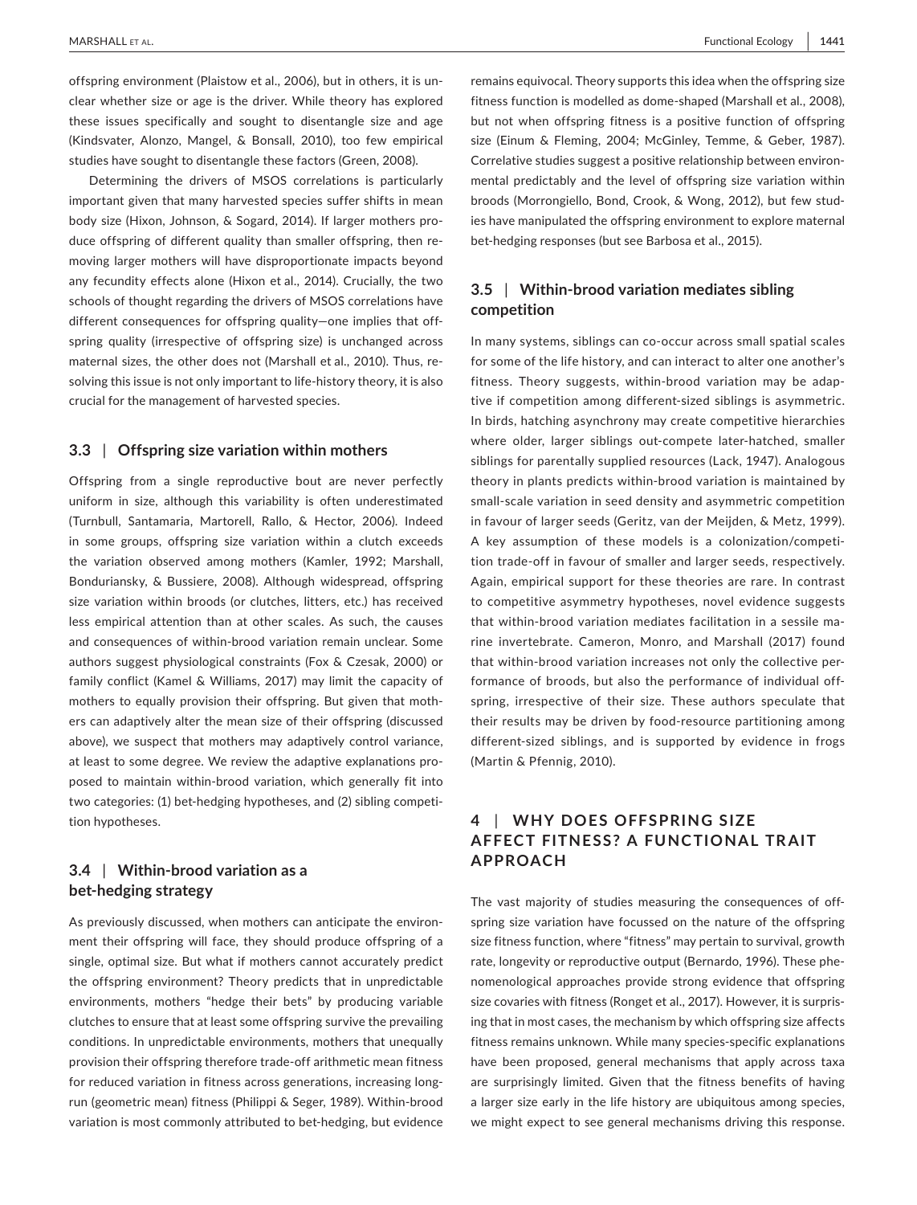offspring environment (Plaistow et al., 2006), but in others, it is unclear whether size or age is the driver. While theory has explored these issues specifically and sought to disentangle size and age (Kindsvater, Alonzo, Mangel, & Bonsall, 2010), too few empirical studies have sought to disentangle these factors (Green, 2008).

Determining the drivers of MSOS correlations is particularly important given that many harvested species suffer shifts in mean body size (Hixon, Johnson, & Sogard, 2014). If larger mothers produce offspring of different quality than smaller offspring, then removing larger mothers will have disproportionate impacts beyond any fecundity effects alone (Hixon et al., 2014). Crucially, the two schools of thought regarding the drivers of MSOS correlations have different consequences for offspring quality—one implies that offspring quality (irrespective of offspring size) is unchanged across maternal sizes, the other does not (Marshall et al., 2010). Thus, resolving this issue is not only important to life-history theory, it is also crucial for the management of harvested species.

### 3.3 | Offspring size variation within mothers

Offspring from a single reproductive bout are never perfectly uniform in size, although this variability is often underestimated (Turnbull, Santamaria, Martorell, Rallo, & Hector, 2006). Indeed in some groups, offspring size variation within a clutch exceeds the variation observed among mothers (Kamler, 1992; Marshall, Bonduriansky, & Bussiere, 2008). Although widespread, offspring size variation within broods (or clutches, litters, etc.) has received less empirical attention than at other scales. As such, the causes and consequences of within-brood variation remain unclear. Some authors suggest physiological constraints (Fox & Czesak, 2000) or family conflict (Kamel & Williams, 2017) may limit the capacity of mothers to equally provision their offspring. But given that mothers can adaptively alter the mean size of their offspring (discussed above), we suspect that mothers may adaptively control variance, at least to some degree. We review the adaptive explanations proposed to maintain within-brood variation, which generally fit into two categories: (1) bet-hedging hypotheses, and (2) sibling competition hypotheses.

### 3.4 | Within-brood variation as a bet-hedging strategy

As previously discussed, when mothers can anticipate the environment their offspring will face, they should produce offspring of a single, optimal size. But what if mothers cannot accurately predict the offspring environment? Theory predicts that in unpredictable environments, mothers "hedge their bets" by producing variable clutches to ensure that at least some offspring survive the prevailing conditions. In unpredictable environments, mothers that unequally provision their offspring therefore trade-off arithmetic mean fitness for reduced variation in fitness across generations, increasing long-run (geometric mean) fitness (Philippi & Seger, 1989). Within-brood variation is most commonly attributed to bet-hedging, but evidence remains equivocal. Theory supports this idea when the offspring size fitness function is modelled as dome-shaped (Marshall et al., 2008), but not when offspring fitness is a positive function of offspring size (Einum & Fleming, 2004; McGinley, Temme, & Geber, 1987). Correlative studies suggest a positive relationship between environmental predictably and the level of offspring size variation within broods (Morrongiello, Bond, Crook, & Wong, 2012), but few studies have manipulated the offspring environment to explore maternal bet-hedging responses (but see Barbosa et al., 2015).

### 3.5 | Within-brood variation mediates sibling competition

In many systems, siblings can co-occur across small spatial scales for some of the life history, and can interact to alter one another's fitness. Theory suggests, within-brood variation may be adaptive if competition among different-sized siblings is asymmetric. In birds, hatching asynchrony may create competitive hierarchies where older, larger siblings out-compete later-hatched, smaller siblings for parentally supplied resources (Lack, 1947). Analogous theory in plants predicts within-brood variation is maintained by small-scale variation in seed density and asymmetric competition in favour of larger seeds (Geritz, van der Meijden, & Metz, 1999). A key assumption of these models is a colonization/competition trade-off in favour of smaller and larger seeds, respectively. Again, empirical support for these theories are rare. In contrast to competitive asymmetry hypotheses, novel evidence suggests that within-brood variation mediates facilitation in a sessile marine invertebrate. Cameron, Monro, and Marshall (2017) found that within-brood variation increases not only the collective performance of broods, but also the performance of individual offspring, irrespective of their size. These authors speculate that their results may be driven by food-resource partitioning among different-sized siblings, and is supported by evidence in frogs (Martin & Pfennig, 2010).

## 4 | WHY DOES OFFSPRING SIZE AFFECT FITNESS? A FUNCTIONAL TRAIT APPROACH

The vast majority of studies measuring the consequences of offspring size variation have focussed on the nature of the offspring size fitness function, where "fitness" may pertain to survival, growth rate, longevity or reproductive output (Bernardo, 1996). These phenomenological approaches provide strong evidence that offspring size covaries with fitness (Ronget et al., 2017). However, it is surprising that in most cases, the mechanism by which offspring size affects fitness remains unknown. While many species-specific explanations have been proposed, general mechanisms that apply across taxa are surprisingly limited. Given that the fitness benefits of having a larger size early in the life history are ubiquitous among species, we might expect to see general mechanisms driving this response.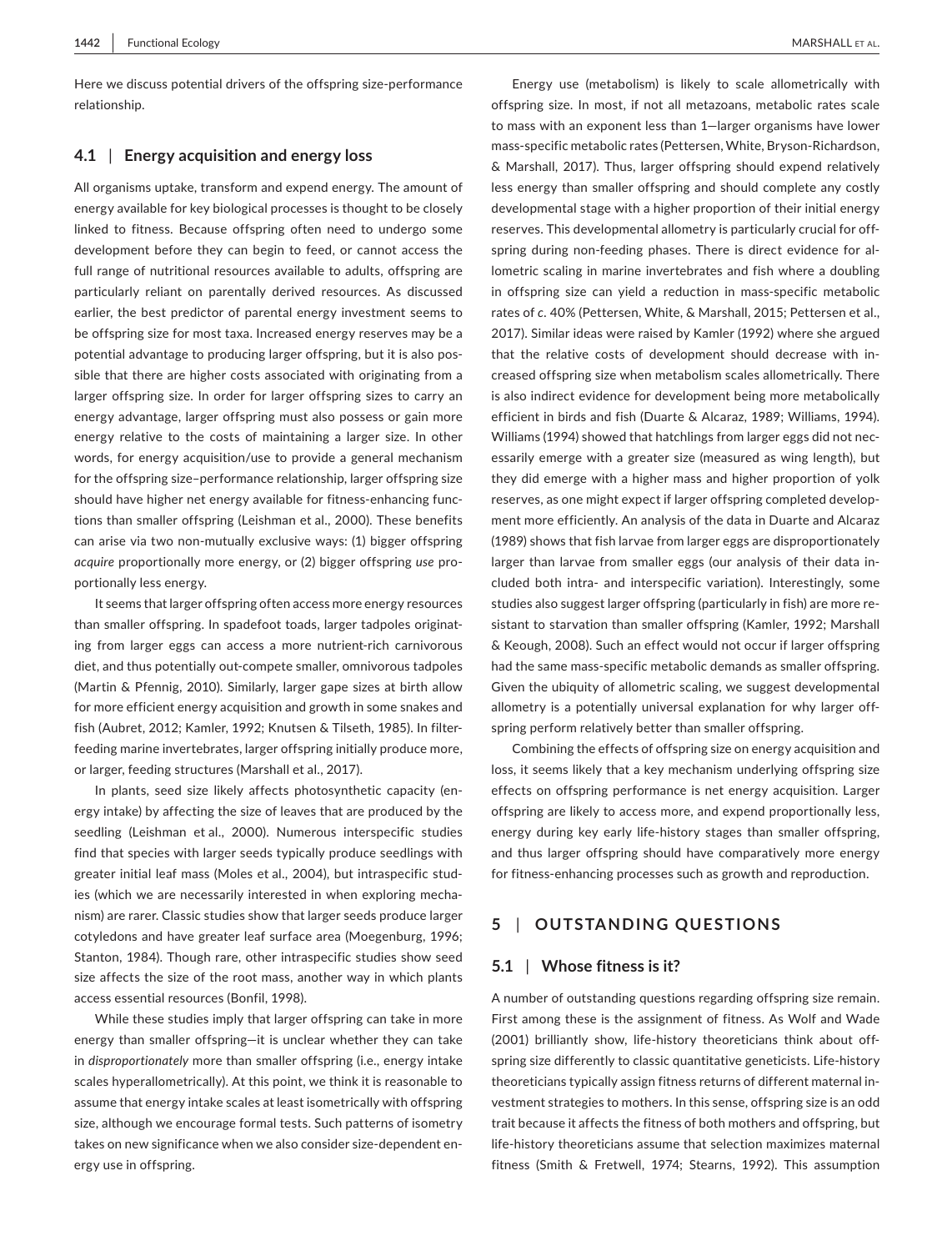Here we discuss potential drivers of the offspring size-performance relationship.

### 4.1 | Energy acquisition and energy loss

All organisms uptake, transform and expend energy. The amount of energy available for key biological processes is thought to be closely linked to fitness. Because offspring often need to undergo some development before they can begin to feed, or cannot access the full range of nutritional resources available to adults, offspring are particularly reliant on parentally derived resources. As discussed earlier, the best predictor of parental energy investment seems to be offspring size for most taxa. Increased energy reserves may be a potential advantage to producing larger offspring, but it is also possible that there are higher costs associated with originating from a larger offspring size. In order for larger offspring sizes to carry an energy advantage, larger offspring must also possess or gain more energy relative to the costs of maintaining a larger size. In other words, for energy acquisition/use to provide a general mechanism for the offspring size–performance relationship, larger offspring size should have higher net energy available for fitness-enhancing functions than smaller offspring (Leishman et al., 2000). These benefits can arise via two non-mutually exclusive ways: (1) bigger offspring *acquire* proportionally more energy, or (2) bigger offspring *use* proportionally less energy.

It seems that larger offspring often access more energy resources than smaller offspring. In spadefoot toads, larger tadpoles originating from larger eggs can access a more nutrient-rich carnivorous diet, and thus potentially out-compete smaller, omnivorous tadpoles (Martin & Pfennig, 2010). Similarly, larger gape sizes at birth allow for more efficient energy acquisition and growth in some snakes and fish (Aubret, 2012; Kamler, 1992; Knutsen & Tilseth, 1985). In filter-feeding marine invertebrates, larger offspring initially produce more, or larger, feeding structures (Marshall et al., 2017).

In plants, seed size likely affects photosynthetic capacity (energy intake) by affecting the size of leaves that are produced by the seedling (Leishman et al., 2000). Numerous interspecific studies find that species with larger seeds typically produce seedlings with greater initial leaf mass (Moles et al., 2004), but intraspecific studies (which we are necessarily interested in when exploring mechanism) are rarer. Classic studies show that larger seeds produce larger cotyledons and have greater leaf surface area (Moegenburg, 1996; Stanton, 1984). Though rare, other intraspecific studies show seed size affects the size of the root mass, another way in which plants access essential resources (Bonfil, 1998).

While these studies imply that larger offspring can take in more energy than smaller offspring—it is unclear whether they can take in *disproportionately* more than smaller offspring (i.e., energy intake scales hyperallometrically). At this point, we think it is reasonable to assume that energy intake scales at least isometrically with offspring size, although we encourage formal tests. Such patterns of isometry takes on new significance when we also consider size-dependent energy use in offspring.

Energy use (metabolism) is likely to scale allometrically with offspring size. In most, if not all metazoans, metabolic rates scale to mass with an exponent less than 1—larger organisms have lower mass-specific metabolic rates (Pettersen, White, Bryson-Richardson, & Marshall, 2017). Thus, larger offspring should expend relatively less energy than smaller offspring and should complete any costly developmental stage with a higher proportion of their initial energy reserves. This developmental allometry is particularly crucial for offspring during non-feeding phases. There is direct evidence for allometric scaling in marine invertebrates and fish where a doubling in offspring size can yield a reduction in mass-specific metabolic rates of *c*. 40% (Pettersen, White, & Marshall, 2015; Pettersen et al., 2017). Similar ideas were raised by Kamler (1992) where she argued that the relative costs of development should decrease with increased offspring size when metabolism scales allometrically. There is also indirect evidence for development being more metabolically efficient in birds and fish (Duarte & Alcaraz, 1989; Williams, 1994). Williams (1994) showed that hatchlings from larger eggs did not necessarily emerge with a greater size (measured as wing length), but they did emerge with a higher mass and higher proportion of yolk reserves, as one might expect if larger offspring completed development more efficiently. An analysis of the data in Duarte and Alcaraz (1989) shows that fish larvae from larger eggs are disproportionately larger than larvae from smaller eggs (our analysis of their data included both intra- and interspecific variation). Interestingly, some studies also suggest larger offspring (particularly in fish) are more resistant to starvation than smaller offspring (Kamler, 1992; Marshall & Keough, 2008). Such an effect would not occur if larger offspring had the same mass-specific metabolic demands as smaller offspring. Given the ubiquity of allometric scaling, we suggest developmental allometry is a potentially universal explanation for why larger offspring perform relatively better than smaller offspring.

Combining the effects of offspring size on energy acquisition and loss, it seems likely that a key mechanism underlying offspring size effects on offspring performance is net energy acquisition. Larger offspring are likely to access more, and expend proportionally less, energy during key early life-history stages than smaller offspring, and thus larger offspring should have comparatively more energy for fitness-enhancing processes such as growth and reproduction.

## 5 | OUTSTANDING QUESTIONS

### 5.1 | Whose fitness is it?

A number of outstanding questions regarding offspring size remain. First among these is the assignment of fitness. As Wolf and Wade (2001) brilliantly show, life-history theoreticians think about offspring size differently to classic quantitative geneticists. Life-history theoreticians typically assign fitness returns of different maternal investment strategies to mothers. In this sense, offspring size is an odd trait because it affects the fitness of both mothers and offspring, but life-history theoreticians assume that selection maximizes maternal fitness (Smith & Fretwell, 1974; Stearns, 1992). This assumption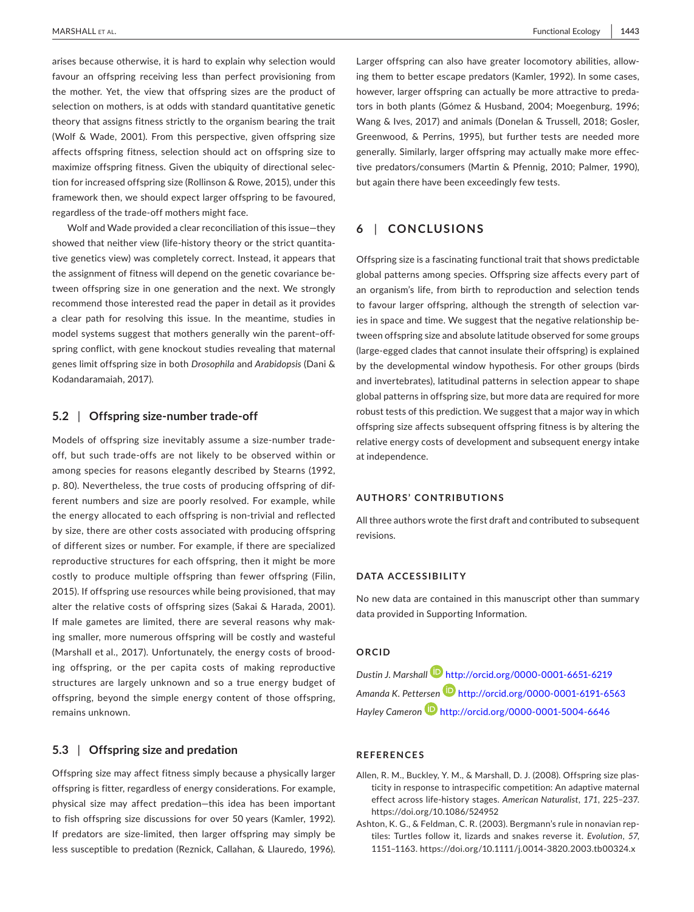arises because otherwise, it is hard to explain why selection would favour an offspring receiving less than perfect provisioning from the mother. Yet, the view that offspring sizes are the product of selection on mothers, is at odds with standard quantitative genetic theory that assigns fitness strictly to the organism bearing the trait (Wolf & Wade, 2001). From this perspective, given offspring size affects offspring fitness, selection should act on offspring size to maximize offspring fitness. Given the ubiquity of directional selection for increased offspring size (Rollinson & Rowe, 2015), under this framework then, we should expect larger offspring to be favoured, regardless of the trade-off mothers might face.

Wolf and Wade provided a clear reconciliation of this issue—they showed that neither view (life-history theory or the strict quantitative genetics view) was completely correct. Instead, it appears that the assignment of fitness will depend on the genetic covariance between offspring size in one generation and the next. We strongly recommend those interested read the paper in detail as it provides a clear path for resolving this issue. In the meantime, studies in model systems suggest that mothers generally win the parent–offspring conflict, with gene knockout studies revealing that maternal genes limit offspring size in both *Drosophila* and *Arabidopsis* (Dani & Kodandaramaiah, 2017).

### 5.2 | Offspring size-number trade-off

Models of offspring size inevitably assume a size-number trade-off, but such trade-offs are not likely to be observed within or among species for reasons elegantly described by Stearns (1992, p. 80). Nevertheless, the true costs of producing offspring of different numbers and size are poorly resolved. For example, while the energy allocated to each offspring is non-trivial and reflected by size, there are other costs associated with producing offspring of different sizes or number. For example, if there are specialized reproductive structures for each offspring, then it might be more costly to produce multiple offspring than fewer offspring (Filin, 2015). If offspring use resources while being provisioned, that may alter the relative costs of offspring sizes (Sakai & Harada, 2001). If male gametes are limited, there are several reasons why making smaller, more numerous offspring will be costly and wasteful (Marshall et al., 2017). Unfortunately, the energy costs of brooding offspring, or the per capita costs of making reproductive structures are largely unknown and so a true energy budget of offspring, beyond the simple energy content of those offspring, remains unknown.

### 5.3 | Offspring size and predation

Offspring size may affect fitness simply because a physically larger offspring is fitter, regardless of energy considerations. For example, physical size may affect predation—this idea has been important to fish offspring size discussions for over 50 years (Kamler, 1992). If predators are size-limited, then larger offspring may simply be less susceptible to predation (Reznick, Callahan, & Llauredo, 1996). Larger offspring can also have greater locomotory abilities, allowing them to better escape predators (Kamler, 1992). In some cases, however, larger offspring can actually be more attractive to predators in both plants (Gómez & Husband, 2004; Moegenburg, 1996; Wang & Ives, 2017) and animals (Donelan & Trussell, 2018; Gosler, Greenwood, & Perrins, 1995), but further tests are needed more generally. Similarly, larger offspring may actually make more effective predators/consumers (Martin & Pfennig, 2010; Palmer, 1990), but again there have been exceedingly few tests.

## 6 | CONCLUSIONS

Offspring size is a fascinating functional trait that shows predictable global patterns among species. Offspring size affects every part of an organism's life, from birth to reproduction and selection tends to favour larger offspring, although the strength of selection varies in space and time. We suggest that the negative relationship between offspring size and absolute latitude observed for some groups (large-egged clades that cannot insulate their offspring) is explained by the developmental window hypothesis. For other groups (birds and invertebrates), latitudinal patterns in selection appear to shape global patterns in offspring size, but more data are required for more robust tests of this prediction. We suggest that a major way in which offspring size affects subsequent offspring fitness is by altering the relative energy costs of development and subsequent energy intake at independence.

### AUTHORS' CONTRIBUTIONS

All three authors wrote the first draft and contributed to subsequent revisions.

### DATA ACCESSIBILITY

No new data are contained in this manuscript other than summary data provided in Supporting Information.

### ORCID

*Dustin J. Marshall* http://orcid.org/0000-0001-6651-6219
*Amanda K. Pettersen* http://orcid.org/0000-0001-6191-6563
*Hayley Cameron* http://orcid.org/0000-0001-5004-6646

### REFERENCES

Allen, R. M., Buckley, Y. M., & Marshall, D. J. (2008). Offspring size plasticity in response to intraspecific competition: An adaptive maternal effect across life-history stages. *American Naturalist*, *171*, 225–237. https://doi.org/10.1086/524952

Ashton, K. G., & Feldman, C. R. (2003). Bergmann's rule in nonavian reptiles: Turtles follow it, lizards and snakes reverse it. *Evolution*, *57*, 1151–1163. https://doi.org/10.1111/j.0014-3820.2003.tb00324.x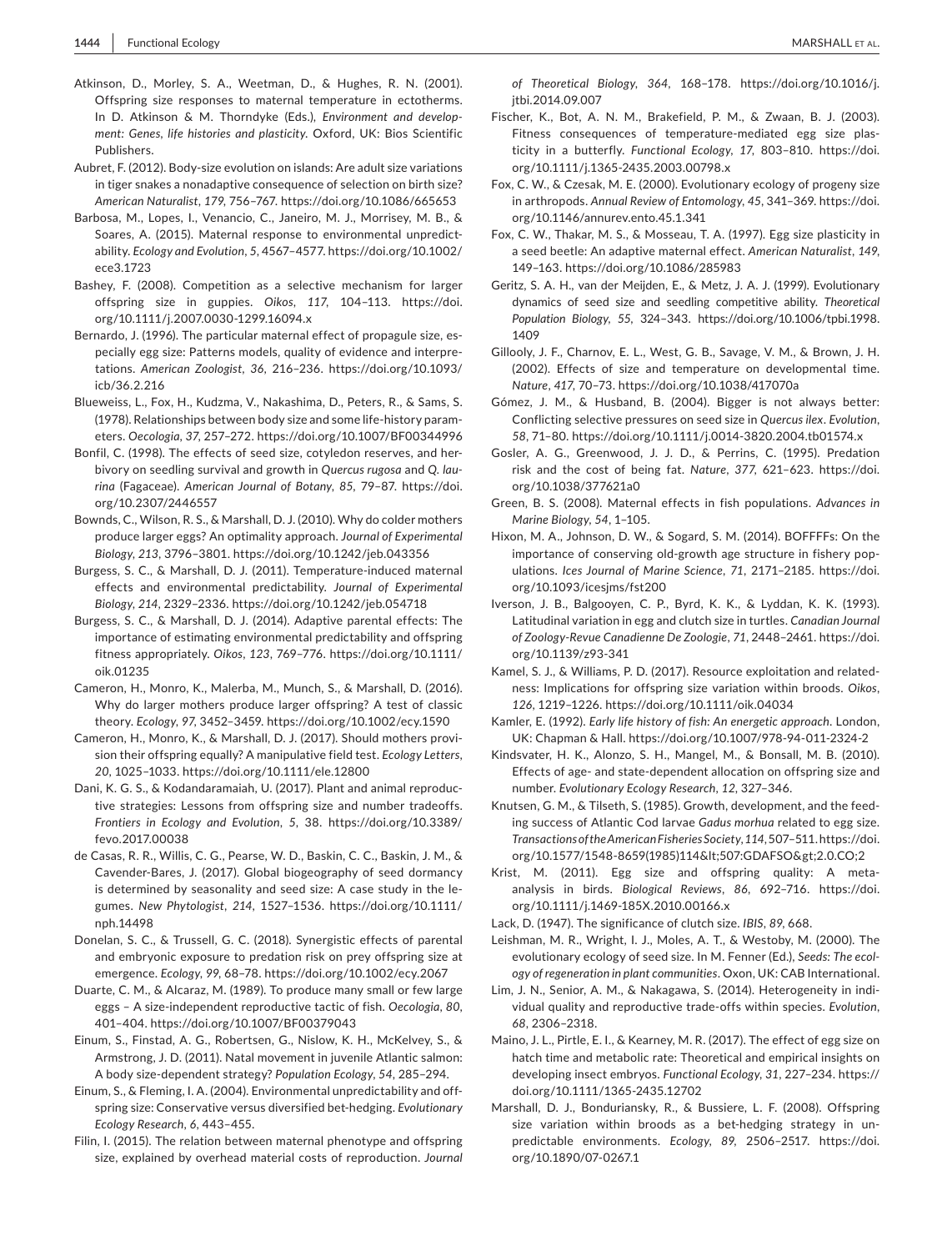Atkinson, D., Morley, S. A., Weetman, D., & Hughes, R. N. (2001). Offspring size responses to maternal temperature in ectotherms. In D. Atkinson & M. Thorndyke (Eds.), *Environment and development: Genes, life histories and plasticity*. Oxford, UK: Bios Scientific Publishers.

Aubret, F. (2012). Body-size evolution on islands: Are adult size variations in tiger snakes a nonadaptive consequence of selection on birth size? *American Naturalist*, *179*, 756–767. https://doi.org/10.1086/665653

Barbosa, M., Lopes, I., Venancio, C., Janeiro, M. J., Morrisey, M. B., & Soares, A. (2015). Maternal response to environmental unpredictability. *Ecology and Evolution*, *5*, 4567–4577. https://doi.org/10.1002/ece3.1723

Bashey, F. (2008). Competition as a selective mechanism for larger offspring size in guppies. *Oikos*, *117*, 104–113. https://doi.org/10.1111/j.2007.0030-1299.16094.x

Bernardo, J. (1996). The particular maternal effect of propagule size, especially egg size: Patterns models, quality of evidence and interpretations. *American Zoologist*, *36*, 216–236. https://doi.org/10.1093/icb/36.2.216

Blueweiss, L., Fox, H., Kudzma, V., Nakashima, D., Peters, R., & Sams, S. (1978). Relationships between body size and some life-history parameters. *Oecologia*, *37*, 257–272. https://doi.org/10.1007/BF00344996

Bonfil, C. (1998). The effects of seed size, cotyledon reserves, and herbivory on seedling survival and growth in *Quercus rugosa* and *Q. laurina* (Fagaceae). *American Journal of Botany*, *85*, 79–87. https://doi.org/10.2307/2446557

Bownds, C., Wilson, R. S., & Marshall, D. J. (2010). Why do colder mothers produce larger eggs? An optimality approach. *Journal of Experimental Biology*, *213*, 3796–3801. https://doi.org/10.1242/jeb.043356

Burgess, S. C., & Marshall, D. J. (2011). Temperature-induced maternal effects and environmental predictability. *Journal of Experimental Biology*, *214*, 2329–2336. https://doi.org/10.1242/jeb.054718

Burgess, S. C., & Marshall, D. J. (2014). Adaptive parental effects: The importance of estimating environmental predictability and offspring fitness appropriately. *Oikos*, *123*, 769–776. https://doi.org/10.1111/oik.01235

Cameron, H., Monro, K., Malerba, M., Munch, S., & Marshall, D. (2016). Why do larger mothers produce larger offspring? A test of classic theory. *Ecology*, *97*, 3452–3459. https://doi.org/10.1002/ecy.1590

Cameron, H., Monro, K., & Marshall, D. J. (2017). Should mothers provision their offspring equally? A manipulative field test. *Ecology Letters*, *20*, 1025–1033. https://doi.org/10.1111/ele.12800

Dani, K. G. S., & Kodandaramaiah, U. (2017). Plant and animal reproductive strategies: Lessons from offspring size and number tradeoffs. *Frontiers in Ecology and Evolution*, *5*, 38. https://doi.org/10.3389/fevo.2017.00038

de Casas, R. R., Willis, C. G., Pearse, W. D., Baskin, C. C., Baskin, J. M., & Cavender-Bares, J. (2017). Global biogeography of seed dormancy is determined by seasonality and seed size: A case study in the legumes. *New Phytologist*, *214*, 1527–1536. https://doi.org/10.1111/nph.14498

Donelan, S. C., & Trussell, G. C. (2018). Synergistic effects of parental and embryonic exposure to predation risk on prey offspring size at emergence. *Ecology*, *99*, 68–78. https://doi.org/10.1002/ecy.2067

Duarte, C. M., & Alcaraz, M. (1989). To produce many small or few large eggs – A size-independent reproductive tactic of fish. *Oecologia*, *80*, 401–404. https://doi.org/10.1007/BF00379043

Einum, S., Finstad, A. G., Robertsen, G., Nislow, K. H., McKelvey, S., & Armstrong, J. D. (2011). Natal movement in juvenile Atlantic salmon: A body size-dependent strategy? *Population Ecology*, *54*, 285–294.

Einum, S., & Fleming, I. A. (2004). Environmental unpredictability and offspring size: Conservative versus diversified bet-hedging. *Evolutionary Ecology Research*, *6*, 443–455.

Filin, I. (2015). The relation between maternal phenotype and offspring size, explained by overhead material costs of reproduction. *Journal of Theoretical Biology*, *364*, 168–178. https://doi.org/10.1016/j.jtbi.2014.09.007

Fischer, K., Bot, A. N. M., Brakefield, P. M., & Zwaan, B. J. (2003). Fitness consequences of temperature-mediated egg size plasticity in a butterfly. *Functional Ecology*, *17*, 803–810. https://doi.org/10.1111/j.1365-2435.2003.00798.x

Fox, C. W., & Czesak, M. E. (2000). Evolutionary ecology of progeny size in arthropods. *Annual Review of Entomology*, *45*, 341–369. https://doi.org/10.1146/annurev.ento.45.1.341

Fox, C. W., Thakar, M. S., & Mosseau, T. A. (1997). Egg size plasticity in a seed beetle: An adaptive maternal effect. *American Naturalist*, *149*, 149–163. https://doi.org/10.1086/285983

Geritz, S. A. H., van der Meijden, E., & Metz, J. A. J. (1999). Evolutionary dynamics of seed size and seedling competitive ability. *Theoretical Population Biology*, *55*, 324–343. https://doi.org/10.1006/tpbi.1998.1409

Gillooly, J. F., Charnov, E. L., West, G. B., Savage, V. M., & Brown, J. H. (2002). Effects of size and temperature on developmental time. *Nature*, *417*, 70–73. https://doi.org/10.1038/417070a

Gómez, J. M., & Husband, B. (2004). Bigger is not always better: Conflicting selective pressures on seed size in *Quercus ilex*. *Evolution*, *58*, 71–80. https://doi.org/10.1111/j.0014-3820.2004.tb01574.x

Gosler, A. G., Greenwood, J. J. D., & Perrins, C. (1995). Predation risk and the cost of being fat. *Nature*, *377*, 621–623. https://doi.org/10.1038/377621a0

Green, B. S. (2008). Maternal effects in fish populations. *Advances in Marine Biology*, *54*, 1–105.

Hixon, M. A., Johnson, D. W., & Sogard, S. M. (2014). BOFFFFs: On the importance of conserving old-growth age structure in fishery populations. *Ices Journal of Marine Science*, *71*, 2171–2185. https://doi.org/10.1093/icesjms/fst200

Iverson, J. B., Balgooyen, C. P., Byrd, K. K., & Lyddan, K. K. (1993). Latitudinal variation in egg and clutch size in turtles. *Canadian Journal of Zoology-Revue Canadienne De Zoologie*, *71*, 2448–2461. https://doi.org/10.1139/z93-341

Kamel, S. J., & Williams, P. D. (2017). Resource exploitation and relatedness: Implications for offspring size variation within broods. *Oikos*, *126*, 1219–1226. https://doi.org/10.1111/oik.04034

Kamler, E. (1992). *Early life history of fish: An energetic approach*. London, UK: Chapman & Hall. https://doi.org/10.1007/978-94-011-2324-2

Kindsvater, H. K., Alonzo, S. H., Mangel, M., & Bonsall, M. B. (2010). Effects of age- and state-dependent allocation on offspring size and number. *Evolutionary Ecology Research*, *12*, 327–346.

Knutsen, G. M., & Tilseth, S. (1985). Growth, development, and the feeding success of Atlantic Cod larvae *Gadus morhua* related to egg size. *Transactions of the American Fisheries Society*, *114*, 507–511. https://doi.org/10.1577/1548-8659(1985)114&lt;507:GDAFSO&gt;2.0.CO;2

Krist, M. (2011). Egg size and offspring quality: A meta-analysis in birds. *Biological Reviews*, *86*, 692–716. https://doi.org/10.1111/j.1469-185X.2010.00166.x

Lack, D. (1947). The significance of clutch size. *IBIS*, *89*, 668.

Leishman, M. R., Wright, I. J., Moles, A. T., & Westoby, M. (2000). The evolutionary ecology of seed size. In M. Fenner (Ed.), *Seeds: The ecology of regeneration in plant communities*. Oxon, UK: CAB International.

Lim, J. N., Senior, A. M., & Nakagawa, S. (2014). Heterogeneity in individual quality and reproductive trade-offs within species. *Evolution*, *68*, 2306–2318.

Maino, J. L., Pirtle, E. I., & Kearney, M. R. (2017). The effect of egg size on hatch time and metabolic rate: Theoretical and empirical insights on developing insect embryos. *Functional Ecology*, *31*, 227–234. https://doi.org/10.1111/1365-2435.12702

Marshall, D. J., Bonduriansky, R., & Bussiere, L. F. (2008). Offspring size variation within broods as a bet-hedging strategy in unpredictable environments. *Ecology*, *89*, 2506–2517. https://doi.org/10.1890/07-0267.1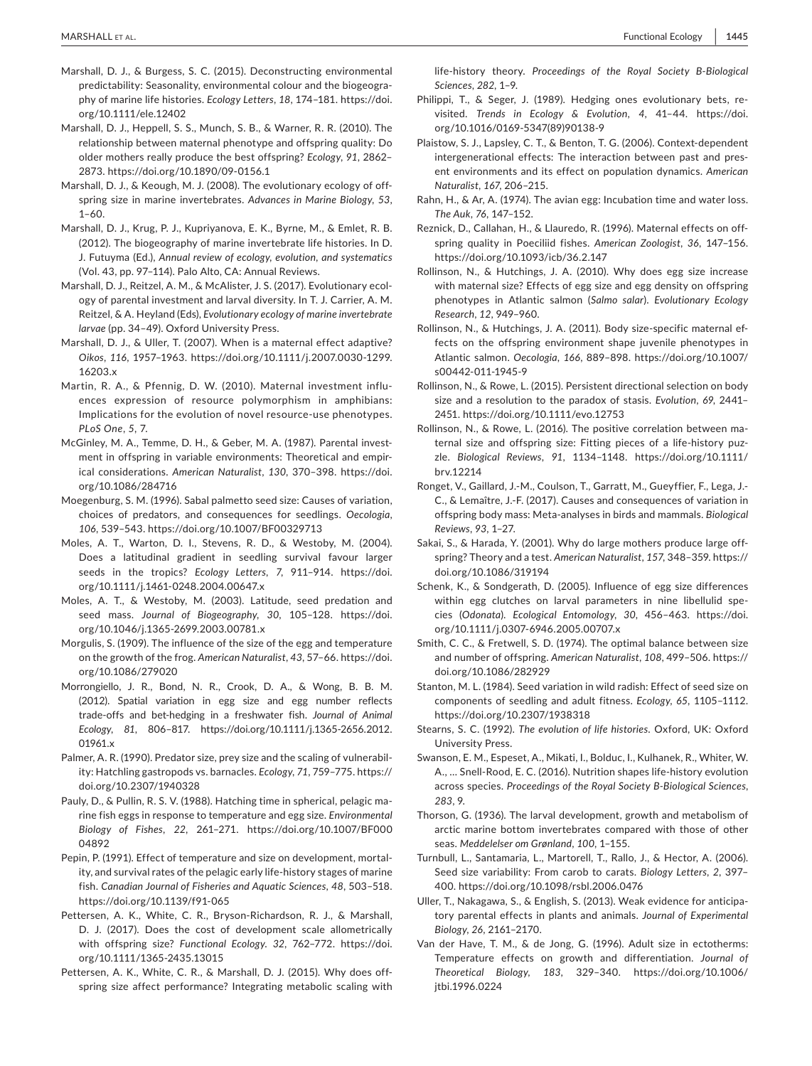Marshall, D. J., & Burgess, S. C. (2015). Deconstructing environmental predictability: Seasonality, environmental colour and the biogeography of marine life histories. *Ecology Letters*, *18*, 174–181. https://doi.org/10.1111/ele.12402

Marshall, D. J., Heppell, S. S., Munch, S. B., & Warner, R. R. (2010). The relationship between maternal phenotype and offspring quality: Do older mothers really produce the best offspring? *Ecology*, *91*, 2862–2873. https://doi.org/10.1890/09-0156.1

Marshall, D. J., & Keough, M. J. (2008). The evolutionary ecology of offspring size in marine invertebrates. *Advances in Marine Biology*, *53*, 1–60.

Marshall, D. J., Krug, P. J., Kupriyanova, E. K., Byrne, M., & Emlet, R. B. (2012). The biogeography of marine invertebrate life histories. In D. J. Futuyma (Ed.), *Annual review of ecology, evolution, and systematics* (Vol. 43, pp. 97–114). Palo Alto, CA: Annual Reviews.

Marshall, D. J., Reitzel, A. M., & McAlister, J. S. (2017). Evolutionary ecology of parental investment and larval diversity. In T. J. Carrier, A. M. Reitzel, & A. Heyland (Eds), *Evolutionary ecology of marine invertebrate larvae* (pp. 34–49). Oxford University Press.

Marshall, D. J., & Uller, T. (2007). When is a maternal effect adaptive? *Oikos*, *116*, 1957–1963. https://doi.org/10.1111/j.2007.0030-1299.16203.x

Martin, R. A., & Pfennig, D. W. (2010). Maternal investment influences expression of resource polymorphism in amphibians: Implications for the evolution of novel resource-use phenotypes. *PLoS One*, *5*, 7.

McGinley, M. A., Temme, D. H., & Geber, M. A. (1987). Parental investment in offspring in variable environments: Theoretical and empirical considerations. *American Naturalist*, *130*, 370–398. https://doi.org/10.1086/284716

Moegenburg, S. M. (1996). Sabal palmetto seed size: Causes of variation, choices of predators, and consequences for seedlings. *Oecologia*, *106*, 539–543. https://doi.org/10.1007/BF00329713

Moles, A. T., Warton, D. I., Stevens, R. D., & Westoby, M. (2004). Does a latitudinal gradient in seedling survival favour larger seeds in the tropics? *Ecology Letters*, *7*, 911–914. https://doi.org/10.1111/j.1461-0248.2004.00647.x

Moles, A. T., & Westoby, M. (2003). Latitude, seed predation and seed mass. *Journal of Biogeography*, *30*, 105–128. https://doi.org/10.1046/j.1365-2699.2003.00781.x

Morgulis, S. (1909). The influence of the size of the egg and temperature on the growth of the frog. *American Naturalist*, *43*, 57–66. https://doi.org/10.1086/279020

Morrongiello, J. R., Bond, N. R., Crook, D. A., & Wong, B. B. M. (2012). Spatial variation in egg size and egg number reflects trade-offs and bet-hedging in a freshwater fish. *Journal of Animal Ecology*, *81*, 806–817. https://doi.org/10.1111/j.1365-2656.2012.01961.x

Palmer, A. R. (1990). Predator size, prey size and the scaling of vulnerability: Hatchling gastropods vs. barnacles. *Ecology*, *71*, 759–775. https://doi.org/10.2307/1940328

Pauly, D., & Pullin, R. S. V. (1988). Hatching time in spherical, pelagic marine fish eggs in response to temperature and egg size. *Environmental Biology of Fishes*, *22*, 261–271. https://doi.org/10.1007/BF00004892

Pepin, P. (1991). Effect of temperature and size on development, mortality, and survival rates of the pelagic early life-history stages of marine fish. *Canadian Journal of Fisheries and Aquatic Sciences*, *48*, 503–518. https://doi.org/10.1139/f91-065

Pettersen, A. K., White, C. R., Bryson-Richardson, R. J., & Marshall, D. J. (2017). Does the cost of development scale allometrically with offspring size? *Functional Ecology*. *32*, 762–772. https://doi.org/10.1111/1365-2435.13015

Pettersen, A. K., White, C. R., & Marshall, D. J. (2015). Why does offspring size affect performance? Integrating metabolic scaling with life-history theory. *Proceedings of the Royal Society B-Biological Sciences*, *282*, 1–9.

Philippi, T., & Seger, J. (1989). Hedging ones evolutionary bets, revisited. *Trends in Ecology & Evolution*, *4*, 41–44. https://doi.org/10.1016/0169-5347(89)90138-9

Plaistow, S. J., Lapsley, C. T., & Benton, T. G. (2006). Context-dependent intergenerational effects: The interaction between past and present environments and its effect on population dynamics. *American Naturalist*, *167*, 206–215.

Rahn, H., & Ar, A. (1974). The avian egg: Incubation time and water loss. *The Auk*, *76*, 147–152.

Reznick, D., Callahan, H., & Llauredo, R. (1996). Maternal effects on offspring quality in Poeciliid fishes. *American Zoologist*, *36*, 147–156. https://doi.org/10.1093/icb/36.2.147

Rollinson, N., & Hutchings, J. A. (2010). Why does egg size increase with maternal size? Effects of egg size and egg density on offspring phenotypes in Atlantic salmon (*Salmo salar*). *Evolutionary Ecology Research*, *12*, 949–960.

Rollinson, N., & Hutchings, J. A. (2011). Body size-specific maternal effects on the offspring environment shape juvenile phenotypes in Atlantic salmon. *Oecologia*, *166*, 889–898. https://doi.org/10.1007/s00442-011-1945-9

Rollinson, N., & Rowe, L. (2015). Persistent directional selection on body size and a resolution to the paradox of stasis. *Evolution*, *69*, 2441–2451. https://doi.org/10.1111/evo.12753

Rollinson, N., & Rowe, L. (2016). The positive correlation between maternal size and offspring size: Fitting pieces of a life-history puzzle. *Biological Reviews*, *91*, 1134–1148. https://doi.org/10.1111/brv.12214

Ronget, V., Gaillard, J.-M., Coulson, T., Garratt, M., Gueyffier, F., Lega, J.-C., & Lemaître, J.-F. (2017). Causes and consequences of variation in offspring body mass: Meta-analyses in birds and mammals. *Biological Reviews*, *93*, 1–27.

Sakai, S., & Harada, Y. (2001). Why do large mothers produce large offspring? Theory and a test. *American Naturalist*, *157*, 348–359. https://doi.org/10.1086/319194

Schenk, K., & Sondgerath, D. (2005). Influence of egg size differences within egg clutches on larval parameters in nine libellulid species (*Odonata*). *Ecological Entomology*, *30*, 456–463. https://doi.org/10.1111/j.0307-6946.2005.00707.x

Smith, C. C., & Fretwell, S. D. (1974). The optimal balance between size and number of offspring. *American Naturalist*, *108*, 499–506. https://doi.org/10.1086/282929

Stanton, M. L. (1984). Seed variation in wild radish: Effect of seed size on components of seedling and adult fitness. *Ecology*, *65*, 1105–1112. https://doi.org/10.2307/1938318

Stearns, S. C. (1992). *The evolution of life histories*. Oxford, UK: Oxford University Press.

Swanson, E. M., Espeset, A., Mikati, I., Bolduc, I., Kulhanek, R., Whiter, W. A., … Snell-Rood, E. C. (2016). Nutrition shapes life-history evolution across species. *Proceedings of the Royal Society B-Biological Sciences*, *283*, 9.

Thorson, G. (1936). The larval development, growth and metabolism of arctic marine bottom invertebrates compared with those of other seas. *Meddelelser om Grønland*, *100*, 1–155.

Turnbull, L., Santamaria, L., Martorell, T., Rallo, J., & Hector, A. (2006). Seed size variability: From carob to carats. *Biology Letters*, *2*, 397–400. https://doi.org/10.1098/rsbl.2006.0476

Uller, T., Nakagawa, S., & English, S. (2013). Weak evidence for anticipatory parental effects in plants and animals. *Journal of Experimental Biology*, *26*, 2161–2170.

Van der Have, T. M., & de Jong, G. (1996). Adult size in ectotherms: Temperature effects on growth and differentiation. *Journal of Theoretical Biology*, *183*, 329–340. https://doi.org/10.1006/jtbi.1996.0224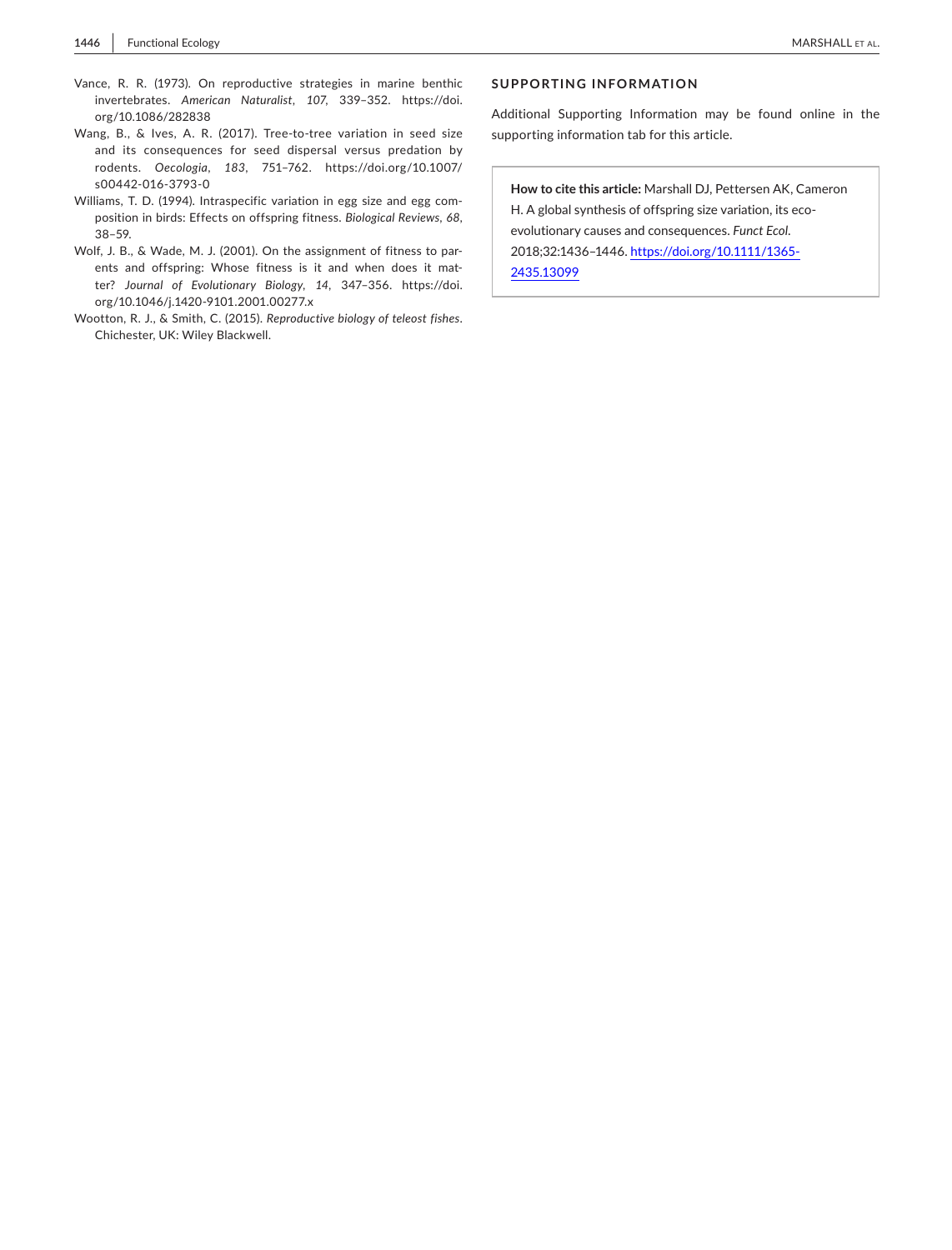Vance, R. R. (1973). On reproductive strategies in marine benthic invertebrates. *American Naturalist*, *107*, 339–352. https://doi.org/10.1086/282838

Wang, B., & Ives, A. R. (2017). Tree-to-tree variation in seed size and its consequences for seed dispersal versus predation by rodents. *Oecologia*, *183*, 751–762. https://doi.org/10.1007/s00442-016-3793-0

Williams, T. D. (1994). Intraspecific variation in egg size and egg composition in birds: Effects on offspring fitness. *Biological Reviews*, *68*, 38–59.

Wolf, J. B., & Wade, M. J. (2001). On the assignment of fitness to parents and offspring: Whose fitness is it and when does it matter? *Journal of Evolutionary Biology*, *14*, 347–356. https://doi.org/10.1046/j.1420-9101.2001.00277.x

Wootton, R. J., & Smith, C. (2015). *Reproductive biology of teleost fishes*. Chichester, UK: Wiley Blackwell.

## SUPPORTING INFORMATION

Additional Supporting Information may be found online in the supporting information tab for this article.

**How to cite this article:** Marshall DJ, Pettersen AK, Cameron H. A global synthesis of offspring size variation, its eco-evolutionary causes and consequences. *Funct Ecol*. 2018;32:1436–1446. https://doi.org/10.1111/1365-2435.13099